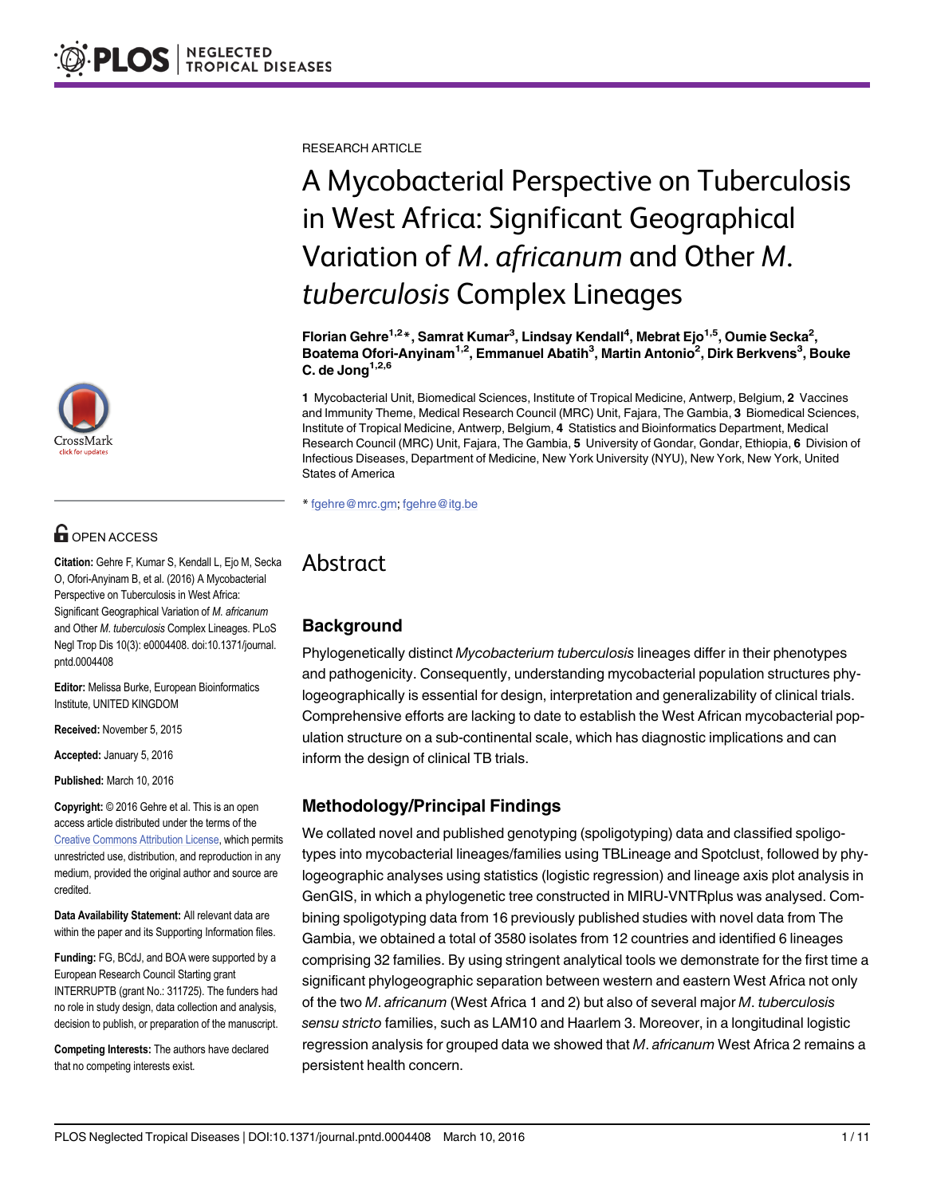RESEARCH ARTICLE

# A Mycobacterial Perspective on Tuberculosis in West Africa: Significant Geographical Variation of *M. africanum* and Other *M. tuberculosis* Complex Lineages

**Florian Gehre[1,2]*, Samrat Kumar[3], Lindsay Kendall[4], Mebrat Ejo[1,5], Oumie Secka[2], Boatema Ofori-Anyinam[1,2], Emmanuel Abatih[3], Martin Antonio[2], Dirk Berkvens[3], Bouke C. de Jong[1,2,6]**

**1** Mycobacterial Unit, Biomedical Sciences, Institute of Tropical Medicine, Antwerp, Belgium, **2** Vaccines and Immunity Theme, Medical Research Council (MRC) Unit, Fajara, The Gambia, **3** Biomedical Sciences, Institute of Tropical Medicine, Antwerp, Belgium, **4** Statistics and Bioinformatics Department, Medical Research Council (MRC) Unit, Fajara, The Gambia, **5** University of Gondar, Gondar, Ethiopia, **6** Division of Infectious Diseases, Department of Medicine, New York University (NYU), New York, New York, United States of America

* fgehre@mrc.gm; fgehre@itg.be

OPEN ACCESS

**Citation:** Gehre F, Kumar S, Kendall L, Ejo M, Secka O, Ofori-Anyinam B, et al. (2016) A Mycobacterial Perspective on Tuberculosis in West Africa: Significant Geographical Variation of *M. africanum* and Other *M. tuberculosis* Complex Lineages. PLoS Negl Trop Dis 10(3): e0004408. doi:10.1371/journal.pntd.0004408

**Editor:** Melissa Burke, European Bioinformatics Institute, UNITED KINGDOM

**Received:** November 5, 2015

**Accepted:** January 5, 2016

**Published:** March 10, 2016

**Copyright:** © 2016 Gehre et al. This is an open access article distributed under the terms of the Creative Commons Attribution License, which permits unrestricted use, distribution, and reproduction in any medium, provided the original author and source are credited.

**Data Availability Statement:** All relevant data are within the paper and its Supporting Information files.

**Funding:** FG, BCdJ, and BOA were supported by a European Research Council Starting grant INTERRUPTB (grant No.: 311725). The funders had no role in study design, data collection and analysis, decision to publish, or preparation of the manuscript.

**Competing Interests:** The authors have declared that no competing interests exist.

# Abstract

## Background

Phylogenetically distinct *Mycobacterium tuberculosis* lineages differ in their phenotypes and pathogenicity. Consequently, understanding mycobacterial population structures phylogeographically is essential for design, interpretation and generalizability of clinical trials. Comprehensive efforts are lacking to date to establish the West African mycobacterial population structure on a sub-continental scale, which has diagnostic implications and can inform the design of clinical TB trials.

## Methodology/Principal Findings

We collated novel and published genotyping (spoligotyping) data and classified spoligotypes into mycobacterial lineages/families using TBLineage and Spotclust, followed by phylogeographic analyses using statistics (logistic regression) and lineage axis plot analysis in GenGIS, in which a phylogenetic tree constructed in MIRU-VNTRplus was analysed. Combining spoligotyping data from 16 previously published studies with novel data from The Gambia, we obtained a total of 3580 isolates from 12 countries and identified 6 lineages comprising 32 families. By using stringent analytical tools we demonstrate for the first time a significant phylogeographic separation between western and eastern West Africa not only of the two *M. africanum* (West Africa 1 and 2) but also of several major *M. tuberculosis sensu stricto* families, such as LAM10 and Haarlem 3. Moreover, in a longitudinal logistic regression analysis for grouped data we showed that *M. africanum* West Africa 2 remains a persistent health concern.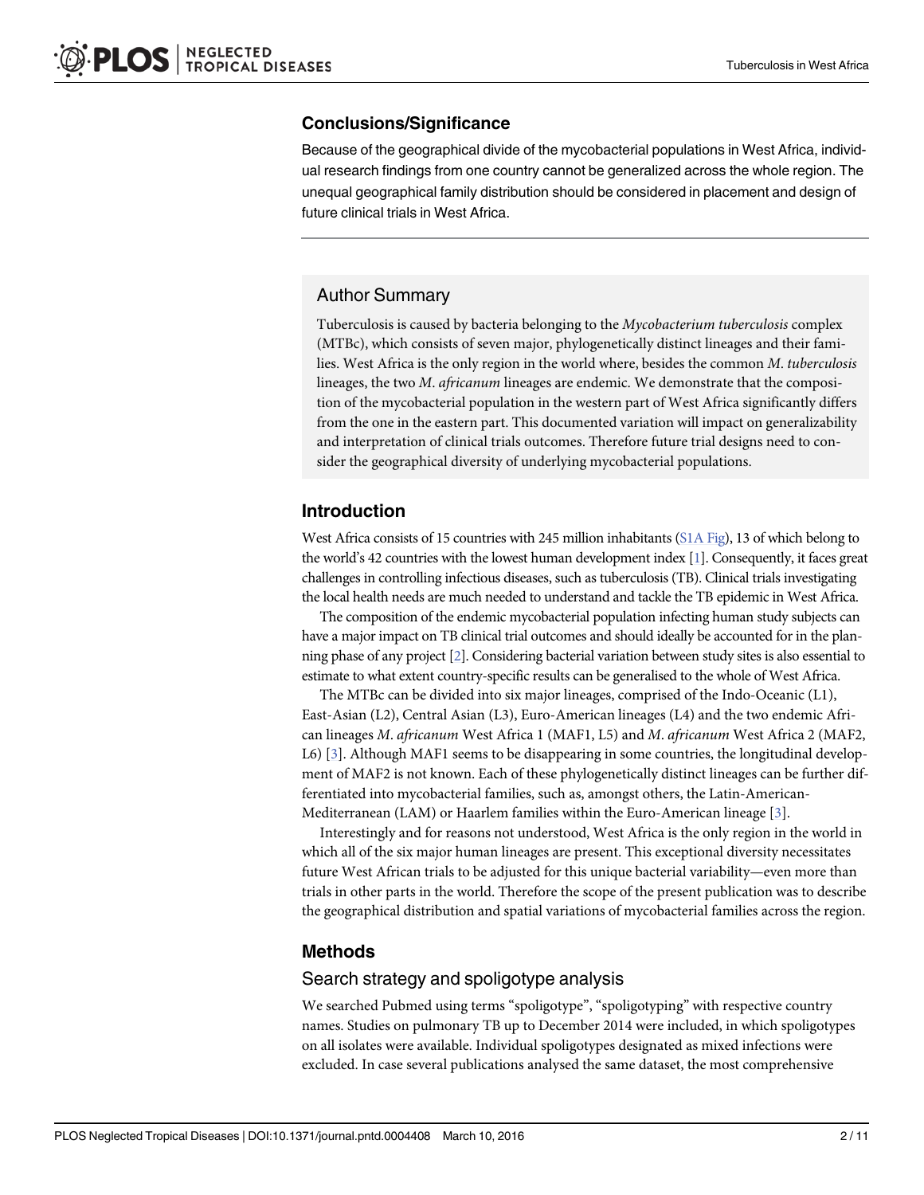## Conclusions/Significance

Because of the geographical divide of the mycobacterial populations in West Africa, individual research findings from one country cannot be generalized across the whole region. The unequal geographical family distribution should be considered in placement and design of future clinical trials in West Africa.

## Author Summary

Tuberculosis is caused by bacteria belonging to the *Mycobacterium tuberculosis* complex (MTBc), which consists of seven major, phylogenetically distinct lineages and their families. West Africa is the only region in the world where, besides the common *M. tuberculosis* lineages, the two *M. africanum* lineages are endemic. We demonstrate that the composition of the mycobacterial population in the western part of West Africa significantly differs from the one in the eastern part. This documented variation will impact on generalizability and interpretation of clinical trials outcomes. Therefore future trial designs need to consider the geographical diversity of underlying mycobacterial populations.

## Introduction

West Africa consists of 15 countries with 245 million inhabitants (S1A Fig), 13 of which belong to the world's 42 countries with the lowest human development index [1]. Consequently, it faces great challenges in controlling infectious diseases, such as tuberculosis (TB). Clinical trials investigating the local health needs are much needed to understand and tackle the TB epidemic in West Africa.

The composition of the endemic mycobacterial population infecting human study subjects can have a major impact on TB clinical trial outcomes and should ideally be accounted for in the planning phase of any project [2]. Considering bacterial variation between study sites is also essential to estimate to what extent country-specific results can be generalised to the whole of West Africa.

The MTBc can be divided into six major lineages, comprised of the Indo-Oceanic (L1), East-Asian (L2), Central Asian (L3), Euro-American lineages (L4) and the two endemic African lineages *M. africanum* West Africa 1 (MAF1, L5) and *M. africanum* West Africa 2 (MAF2, L6) [3]. Although MAF1 seems to be disappearing in some countries, the longitudinal development of MAF2 is not known. Each of these phylogenetically distinct lineages can be further differentiated into mycobacterial families, such as, amongst others, the Latin-American-Mediterranean (LAM) or Haarlem families within the Euro-American lineage [3].

Interestingly and for reasons not understood, West Africa is the only region in the world in which all of the six major human lineages are present. This exceptional diversity necessitates future West African trials to be adjusted for this unique bacterial variability—even more than trials in other parts in the world. Therefore the scope of the present publication was to describe the geographical distribution and spatial variations of mycobacterial families across the region.

## Methods

### Search strategy and spoligotype analysis

We searched Pubmed using terms "spoligotype", "spoligotyping" with respective country names. Studies on pulmonary TB up to December 2014 were included, in which spoligotypes on all isolates were available. Individual spoligotypes designated as mixed infections were excluded. In case several publications analysed the same dataset, the most comprehensive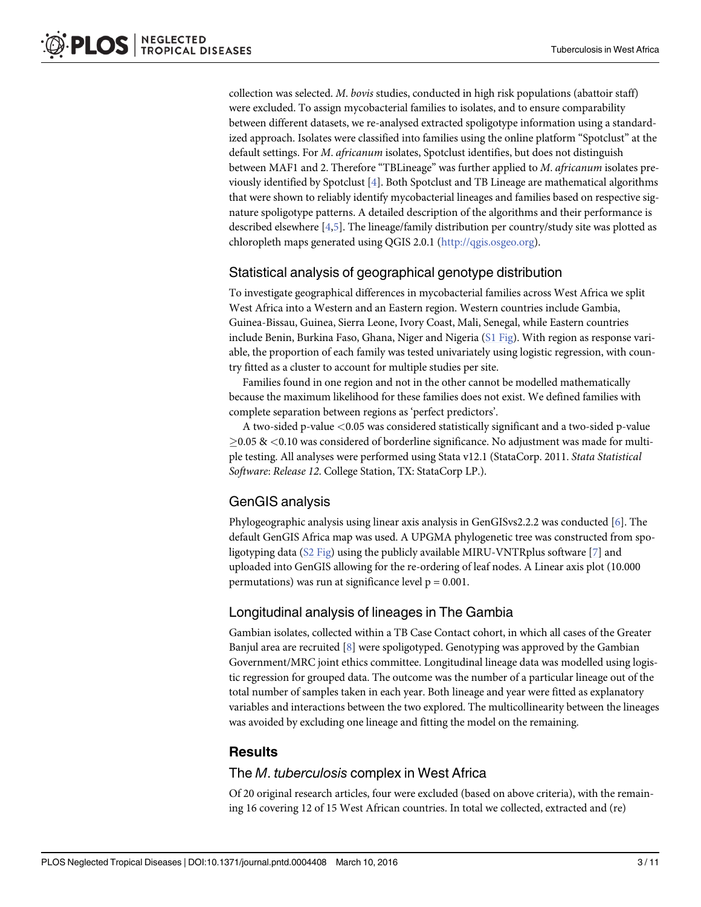collection was selected. *M. bovis* studies, conducted in high risk populations (abattoir staff) were excluded. To assign mycobacterial families to isolates, and to ensure comparability between different datasets, we re-analysed extracted spoligotype information using a standardized approach. Isolates were classified into families using the online platform "Spotclust" at the default settings. For *M. africanum* isolates, Spotclust identifies, but does not distinguish between MAF1 and 2. Therefore "TBLineage" was further applied to *M. africanum* isolates previously identified by Spotclust [4]. Both Spotclust and TB Lineage are mathematical algorithms that were shown to reliably identify mycobacterial lineages and families based on respective signature spoligotype patterns. A detailed description of the algorithms and their performance is described elsewhere [4,5]. The lineage/family distribution per country/study site was plotted as chloropleth maps generated using QGIS 2.0.1 (http://qgis.osgeo.org).

## Statistical analysis of geographical genotype distribution

To investigate geographical differences in mycobacterial families across West Africa we split West Africa into a Western and an Eastern region. Western countries include Gambia, Guinea-Bissau, Guinea, Sierra Leone, Ivory Coast, Mali, Senegal, while Eastern countries include Benin, Burkina Faso, Ghana, Niger and Nigeria (S1 Fig). With region as response variable, the proportion of each family was tested univariately using logistic regression, with country fitted as a cluster to account for multiple studies per site.

Families found in one region and not in the other cannot be modelled mathematically because the maximum likelihood for these families does not exist. We defined families with complete separation between regions as 'perfect predictors'.

A two-sided p-value $<0.05$ was considered statistically significant and a two-sided p-value $\geq 0.05$ & $<0.10$ was considered of borderline significance. No adjustment was made for multiple testing. All analyses were performed using Stata v12.1 (StataCorp. 2011. *Stata Statistical Software*: *Release 12*. College Station, TX: StataCorp LP.).

## GenGIS analysis

Phylogeographic analysis using linear axis analysis in GenGISvs2.2.2 was conducted [6]. The default GenGIS Africa map was used. A UPGMA phylogenetic tree was constructed from spoligotyping data (S2 Fig) using the publicly available MIRU-VNTRplus software [7] and uploaded into GenGIS allowing for the re-ordering of leaf nodes. A Linear axis plot (10.000 permutations) was run at significance level $p = 0.001$.

## Longitudinal analysis of lineages in The Gambia

Gambian isolates, collected within a TB Case Contact cohort, in which all cases of the Greater Banjul area are recruited [8] were spoligotyped. Genotyping was approved by the Gambian Government/MRC joint ethics committee. Longitudinal lineage data was modelled using logistic regression for grouped data. The outcome was the number of a particular lineage out of the total number of samples taken in each year. Both lineage and year were fitted as explanatory variables and interactions between the two explored. The multicollinearity between the lineages was avoided by excluding one lineage and fitting the model on the remaining.

# Results

## The *M. tuberculosis* complex in West Africa

Of 20 original research articles, four were excluded (based on above criteria), with the remaining 16 covering 12 of 15 West African countries. In total we collected, extracted and (re)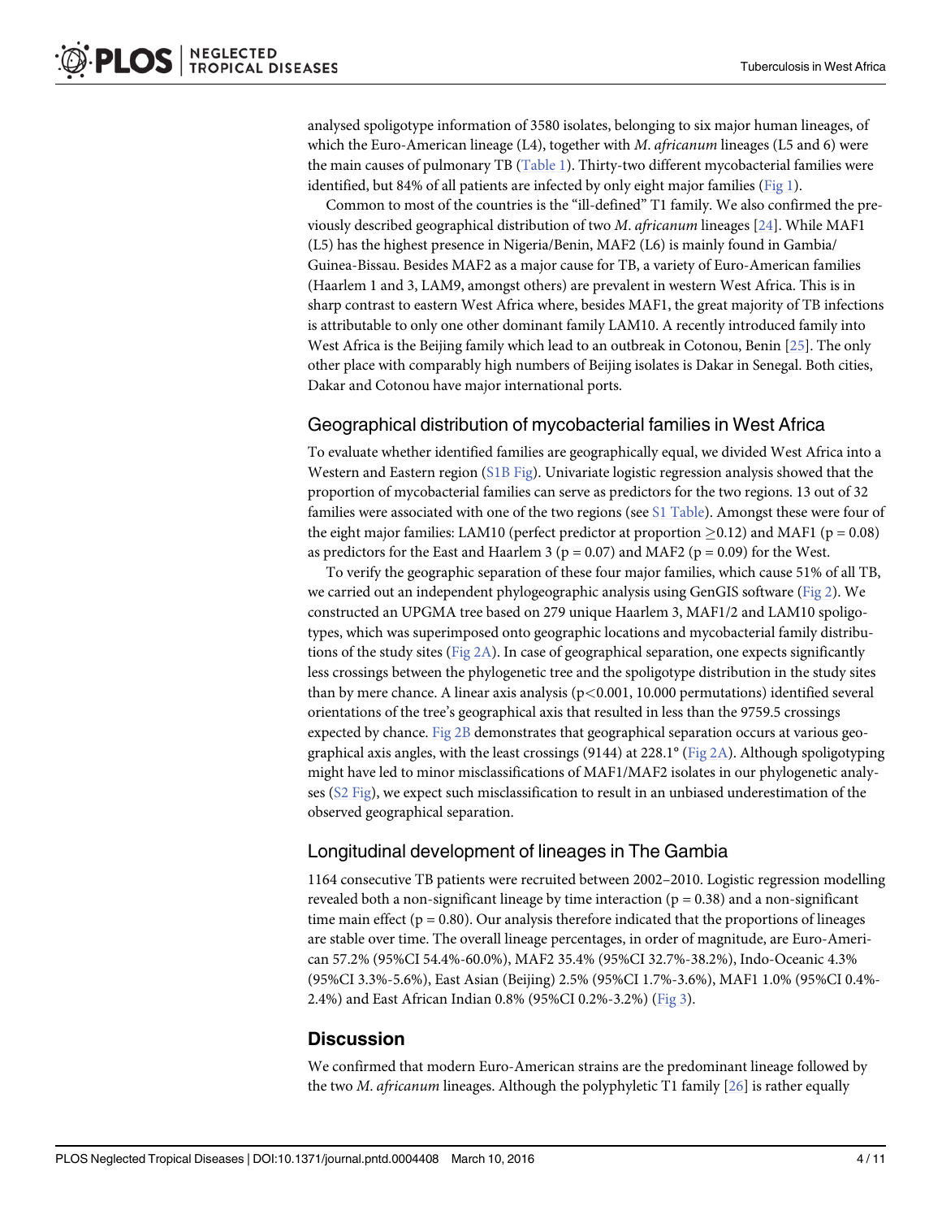analysed spoligotype information of 3580 isolates, belonging to six major human lineages, of which the Euro-American lineage (L4), together with *M*. *africanum* lineages (L5 and 6) were the main causes of pulmonary TB (Table 1). Thirty-two different mycobacterial families were identified, but 84% of all patients are infected by only eight major families (Fig 1).

Common to most of the countries is the "ill-defined" T1 family. We also confirmed the previously described geographical distribution of two *M*. *africanum* lineages [24]. While MAF1 (L5) has the highest presence in Nigeria/Benin, MAF2 (L6) is mainly found in Gambia/Guinea-Bissau. Besides MAF2 as a major cause for TB, a variety of Euro-American families (Haarlem 1 and 3, LAM9, amongst others) are prevalent in western West Africa. This is in sharp contrast to eastern West Africa where, besides MAF1, the great majority of TB infections is attributable to only one other dominant family LAM10. A recently introduced family into West Africa is the Beijing family which lead to an outbreak in Cotonou, Benin [25]. The only other place with comparably high numbers of Beijing isolates is Dakar in Senegal. Both cities, Dakar and Cotonou have major international ports.

## Geographical distribution of mycobacterial families in West Africa

To evaluate whether identified families are geographically equal, we divided West Africa into a Western and Eastern region (S1B Fig). Univariate logistic regression analysis showed that the proportion of mycobacterial families can serve as predictors for the two regions. 13 out of 32 families were associated with one of the two regions (see S1 Table). Amongst these were four of the eight major families: LAM10 (perfect predictor at proportion $\geq$0.12) and MAF1 ($p = 0.08$) as predictors for the East and Haarlem 3 ($p = 0.07$) and MAF2 ($p = 0.09$) for the West.

To verify the geographic separation of these four major families, which cause 51% of all TB, we carried out an independent phylogeographic analysis using GenGIS software (Fig 2). We constructed an UPGMA tree based on 279 unique Haarlem 3, MAF1/2 and LAM10 spoligotypes, which was superimposed onto geographic locations and mycobacterial family distributions of the study sites (Fig 2A). In case of geographical separation, one expects significantly less crossings between the phylogenetic tree and the spoligotype distribution in the study sites than by mere chance. A linear axis analysis ($p<0.001$, 10.000 permutations) identified several orientations of the tree's geographical axis that resulted in less than the 9759.5 crossings expected by chance. Fig 2B demonstrates that geographical separation occurs at various geographical axis angles, with the least crossings (9144) at 228.1° (Fig 2A). Although spoligotyping might have led to minor misclassifications of MAF1/MAF2 isolates in our phylogenetic analyses (S2 Fig), we expect such misclassification to result in an unbiased underestimation of the observed geographical separation.

## Longitudinal development of lineages in The Gambia

1164 consecutive TB patients were recruited between 2002–2010. Logistic regression modelling revealed both a non-significant lineage by time interaction ($p = 0.38$) and a non-significant time main effect ($p = 0.80$). Our analysis therefore indicated that the proportions of lineages are stable over time. The overall lineage percentages, in order of magnitude, are Euro-American 57.2% (95%CI 54.4%-60.0%), MAF2 35.4% (95%CI 32.7%-38.2%), Indo-Oceanic 4.3% (95%CI 3.3%-5.6%), East Asian (Beijing) 2.5% (95%CI 1.7%-3.6%), MAF1 1.0% (95%CI 0.4%-2.4%) and East African Indian 0.8% (95%CI 0.2%-3.2%) (Fig 3).

# Discussion

We confirmed that modern Euro-American strains are the predominant lineage followed by the two *M*. *africanum* lineages. Although the polyphyletic T1 family [26] is rather equally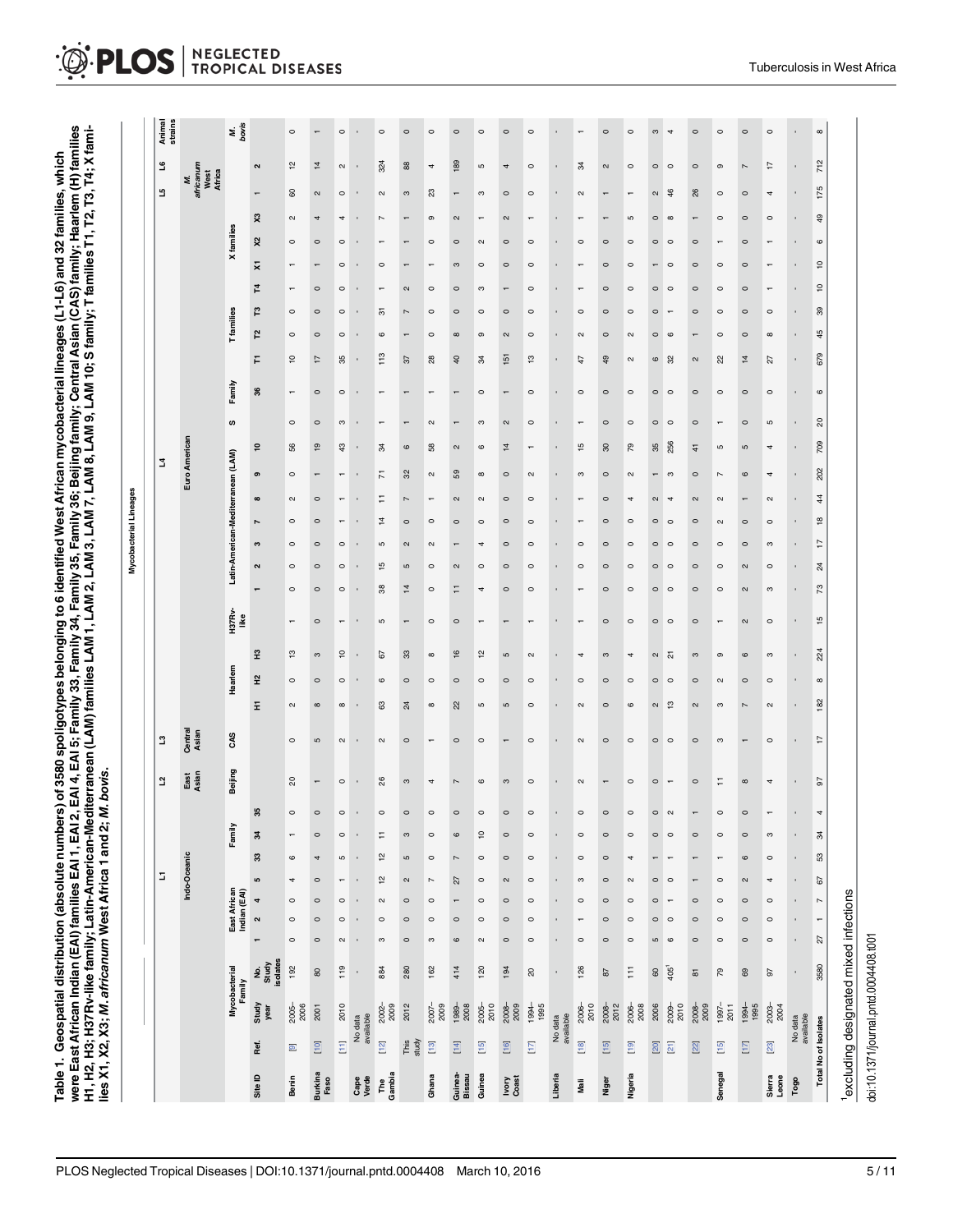**Table 1. Geospatial distribution (absolute numbers) of 3580 spoligotypes belonging to 6 identified West African mycobacterial lineages (L1-L6) and 32 families, which were East African Indian (EAI) families EAI 1, EAI 2, EAI 4, EAI 5; Family 33, Family 34, Family 35, Family 36; Beijing family; Central Asian (CAS) family; Haarlem (H) families H1, H2, H3; H37Rv-like family; Latin-American-Mediterranean (LAM) families LAM 1, LAM 2, LAM 3, LAM 7, LAM 8, LAM 9, LAM 10; S family; T families T1, T2, T3, T4; X families X1, X2, X3; *M. africanum* West Africa 1 and 2; *M. bovis*.**

| | | | | Mycobacterial Lineages | | | | | | | | | | | | | | | | | | | | | | | | | | | | | | | Animal strains |
|---|---|---|---|---|---|---|---|---|---|---|---|---|---|---|---|---|---|---|---|---|---|---|---|---|---|---|---|---|---|---|---|---|---|---|---|
| | | | | L1 | | | | | | | L2 | L3 | L4 | | | | | | | | | | | | | | | | | | | | L5 | L6 | |
| | | | | Indo-Oceanic | | | | | | | East Asian | Central Asian | Euro American | | | | | | | | | | | | | | | | | | | | *M. africanum* West Africa | | *M. bovis* |
| | | Mycobacterial Family | | East African Indian (EAI) | | | | Family | | | Beijing | CAS | Haarlem | | | H37Rv-like | Latin-American-Mediterranean (LAM) | | | | | | | S | Family | T families | | | | X families | | | | | |
| Site ID | Ref. | Study year | No. Study isolates | 1 | 2 | 4 | 5 | 33 | 34 | 35 | | | H1 | H2 | H3 | | 1 | 2 | 3 | 7 | 8 | 9 | 10 | | 36 | T1 | T2 | T3 | T4 | X1 | X2 | X3 | | | |
| Benin | [9] | 2005–2006 | 192 | 0 | 0 | 0 | 4 | 6 | 1 | 0 | 20 | 0 | 2 | 0 | 13 | 1 | 0 | 0 | 0 | 0 | 2 | 0 | 56 | 0 | 1 | 10 | 0 | 0 | 1 | 1 | 0 | 2 | 60 | 12 | 0 |
| Burkina Faso | [10] | 2001 | 80 | 0 | 0 | 0 | 0 | 4 | 0 | 0 | 1 | 5 | 8 | 0 | 3 | 0 | 0 | 0 | 0 | 0 | 0 | 1 | 19 | 0 | 0 | 17 | 0 | 0 | 0 | 1 | 0 | 4 | 2 | 14 | 1 |
| | [11] | 2010 | 119 | 2 | 0 | 0 | 1 | 5 | 0 | 0 | 0 | 2 | 8 | 0 | 10 | 1 | 0 | 0 | 0 | 1 | 1 | 1 | 43 | 3 | 0 | 35 | 0 | 0 | 0 | 0 | 0 | 4 | 0 | 2 | 0 |
| Cape Verde | No data available | | - | - | - | - | - | - | - | - | - | - | - | - | - | - | - | - | - | - | - | - | - | - | - | - | - | - | - | - | - | - | - | - | - |
| The Gambia | [12] | 2002–2009 | 884 | 3 | 0 | 2 | 12 | 12 | 11 | 0 | 26 | 2 | 63 | 6 | 67 | 5 | 38 | 15 | 5 | 14 | 11 | 71 | 34 | 1 | 1 | 113 | 6 | 31 | 1 | 0 | 1 | 7 | 2 | 324 | 0 |
| | This study | 2012 | 280 | 0 | 0 | 0 | 2 | 5 | 3 | 0 | 3 | 0 | 24 | 0 | 33 | 1 | 14 | 5 | 2 | 0 | 7 | 32 | 6 | 1 | 1 | 37 | 1 | 7 | 2 | 1 | 1 | 1 | 3 | 88 | 0 |
| Ghana | [13] | 2007–2009 | 162 | 3 | 0 | 0 | 7 | 0 | 0 | 0 | 4 | 1 | 8 | 0 | 8 | 0 | 0 | 0 | 2 | 0 | 1 | 2 | 58 | 2 | 1 | 28 | 0 | 0 | 0 | 1 | 0 | 9 | 23 | 4 | 0 |
| Guinea-Bissau | [14] | 1989–2008 | 414 | 6 | 0 | 1 | 27 | 7 | 6 | 0 | 7 | 0 | 22 | 0 | 16 | 0 | 11 | 2 | 1 | 0 | 2 | 59 | 2 | 1 | 1 | 40 | 8 | 0 | 0 | 3 | 0 | 2 | 1 | 189 | 0 |
| Guinea | [15] | 2005–2010 | 120 | 2 | 0 | 0 | 0 | 0 | 10 | 0 | 6 | 0 | 5 | 0 | 12 | 1 | 4 | 0 | 4 | 0 | 2 | 8 | 6 | 3 | 0 | 34 | 9 | 0 | 3 | 0 | 2 | 1 | 3 | 5 | 0 |
| Ivory Coast | [16] | 2008–2009 | 194 | 0 | 0 | 0 | 2 | 0 | 0 | 0 | 3 | 1 | 5 | 0 | 5 | 1 | 0 | 0 | 0 | 0 | 0 | 0 | 14 | 2 | 1 | 151 | 2 | 0 | 1 | 0 | 0 | 2 | 0 | 4 | 0 |
| | [17] | 1994–1995 | 20 | 0 | 0 | 0 | 0 | 0 | 0 | 0 | 0 | 0 | 0 | 0 | 2 | 1 | 0 | 0 | 0 | 0 | 0 | 2 | 1 | 0 | 0 | 13 | 0 | 0 | 0 | 0 | 0 | 1 | 0 | 0 | 0 |
| Liberia | No data available | | - | - | - | - | - | - | - | - | - | - | - | - | - | - | - | - | - | - | - | - | - | - | - | - | - | - | - | - | - | - | - | - | - |
| Mali | [18] | 2006–2010 | 126 | 0 | 1 | 0 | 3 | 0 | 0 | 0 | 2 | 2 | 2 | 0 | 4 | 1 | 1 | 0 | 0 | 1 | 1 | 3 | 15 | 1 | 0 | 47 | 2 | 0 | 1 | 1 | 0 | 1 | 2 | 34 | 1 |
| Niger | [15] | 2008–2012 | 87 | 0 | 0 | 0 | 0 | 0 | 0 | 0 | 1 | 0 | 0 | 0 | 3 | 0 | 0 | 0 | 0 | 0 | 0 | 0 | 30 | 0 | 0 | 49 | 0 | 0 | 0 | 0 | 0 | 1 | 1 | 2 | 0 |
| Nigeria | [19] | 2006–2008 | 111 | 0 | 0 | 0 | 2 | 4 | 0 | 0 | 0 | 0 | 6 | 0 | 4 | 0 | 0 | 0 | 0 | 0 | 4 | 2 | 79 | 0 | 0 | 2 | 2 | 0 | 0 | 0 | 0 | 5 | 1 | 0 | 0 |
| | [20] | 2006 | 60 | 5 | 0 | 0 | 0 | 1 | 0 | 0 | 0 | 0 | 2 | 0 | 2 | 0 | 0 | 0 | 0 | 0 | 2 | 1 | 35 | 0 | 0 | 6 | 0 | 0 | 0 | 1 | 0 | 0 | 2 | 0 | 3 |
| | [21] | 2009–2010 | 405[1] | 6 | 0 | 1 | 0 | 1 | 0 | 2 | 1 | 0 | 13 | 0 | 21 | 0 | 0 | 0 | 0 | 0 | 4 | 3 | 256 | 0 | 0 | 32 | 6 | 1 | 0 | 0 | 0 | 8 | 46 | 0 | 4 |
| | [22] | 2008–2009 | 81 | 0 | 0 | 0 | 1 | 1 | 0 | 1 | 0 | 0 | 2 | 0 | 3 | 0 | 0 | 0 | 0 | 0 | 2 | 0 | 41 | 0 | 0 | 2 | 1 | 0 | 0 | 0 | 0 | 1 | 26 | 0 | 0 |
| Senegal | [15] | 1997–2011 | 79 | 0 | 0 | 0 | 0 | 1 | 0 | 0 | 11 | 3 | 3 | 2 | 9 | 1 | 0 | 0 | 0 | 2 | 2 | 7 | 5 | 1 | 0 | 22 | 0 | 0 | 0 | 0 | 1 | 0 | 0 | 9 | 0 |
| | [17] | 1994–1995 | 69 | 0 | 0 | 0 | 2 | 6 | 0 | 0 | 8 | 1 | 7 | 0 | 6 | 2 | 2 | 2 | 0 | 0 | 1 | 6 | 5 | 0 | 0 | 14 | 0 | 0 | 0 | 0 | 0 | 0 | 0 | 7 | 0 |
| Sierra Leone | [23] | 2003–2004 | 97 | 0 | 0 | 0 | 4 | 0 | 3 | 1 | 4 | 0 | 2 | 0 | 3 | 0 | 3 | 0 | 3 | 0 | 2 | 4 | 4 | 5 | 0 | 27 | 8 | 0 | 1 | 1 | 1 | 0 | 4 | 17 | 0 |
| Togo | No data available | | - | - | - | - | - | - | - | - | - | - | - | - | - | - | - | - | - | - | - | - | - | - | - | - | - | - | - | - | - | - | - | - | - |
| Total No of Isolates | | | 3580 | 27 | 1 | 7 | 67 | 53 | 34 | 4 | 97 | 17 | 182 | 8 | 224 | 15 | 73 | 24 | 17 | 18 | 44 | 202 | 709 | 20 | 6 | 679 | 45 | 39 | 10 | 10 | 6 | 49 | 175 | 712 | 8 |

[1]excluding designated mixed infections

doi:10.1371/journal.pntd.0004408.t001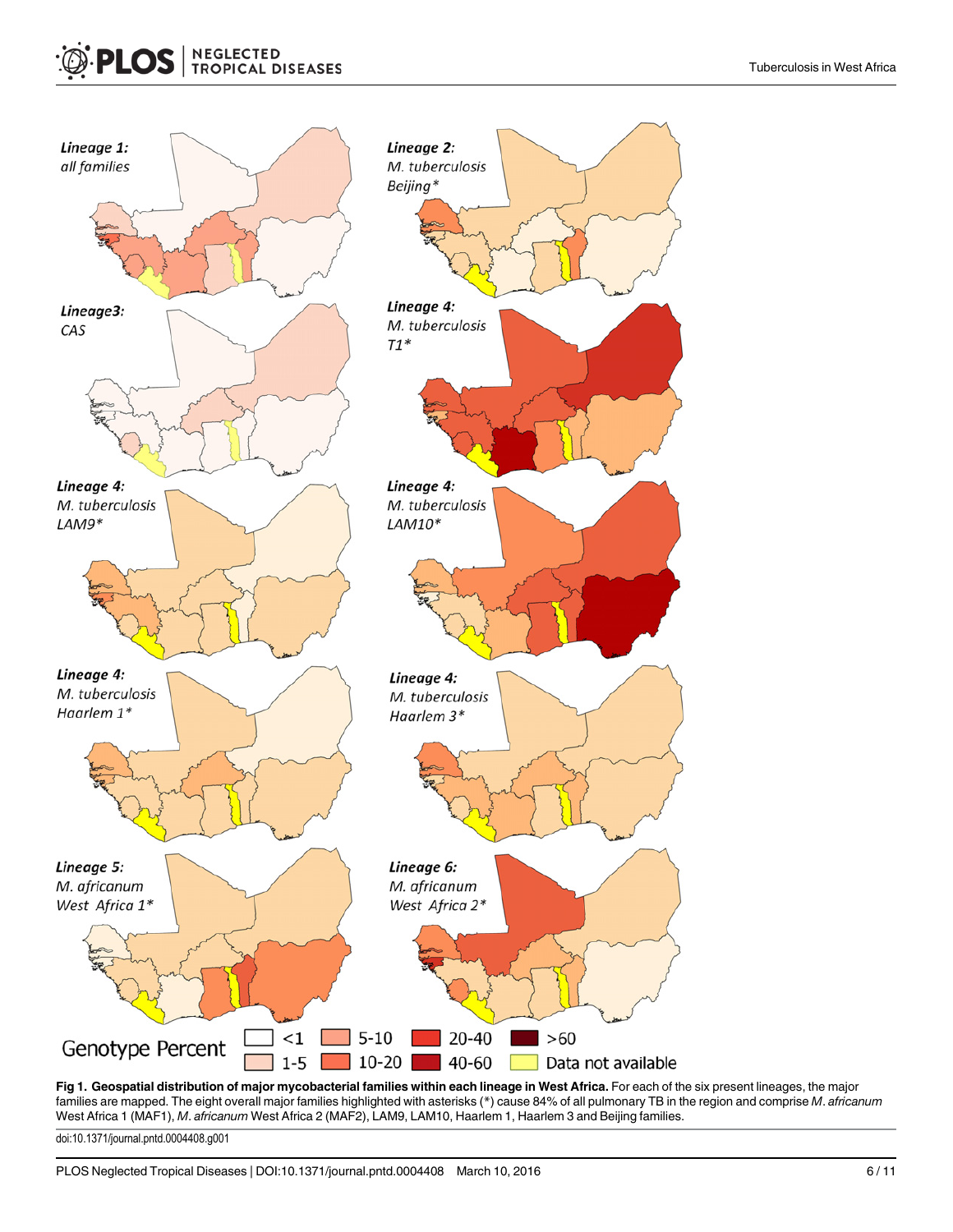**Fig 1. Geospatial distribution of major mycobacterial families within each lineage in West Africa.** For each of the six present lineages, the major families are mapped. The eight overall major families highlighted with asterisks (*) cause 84% of all pulmonary TB in the region and comprise *M*. *africanum* West Africa 1 (MAF1), *M*. *africanum* West Africa 2 (MAF2), LAM9, LAM10, Haarlem 1, Haarlem 3 and Beijing families.

doi:10.1371/journal.pntd.0004408.g001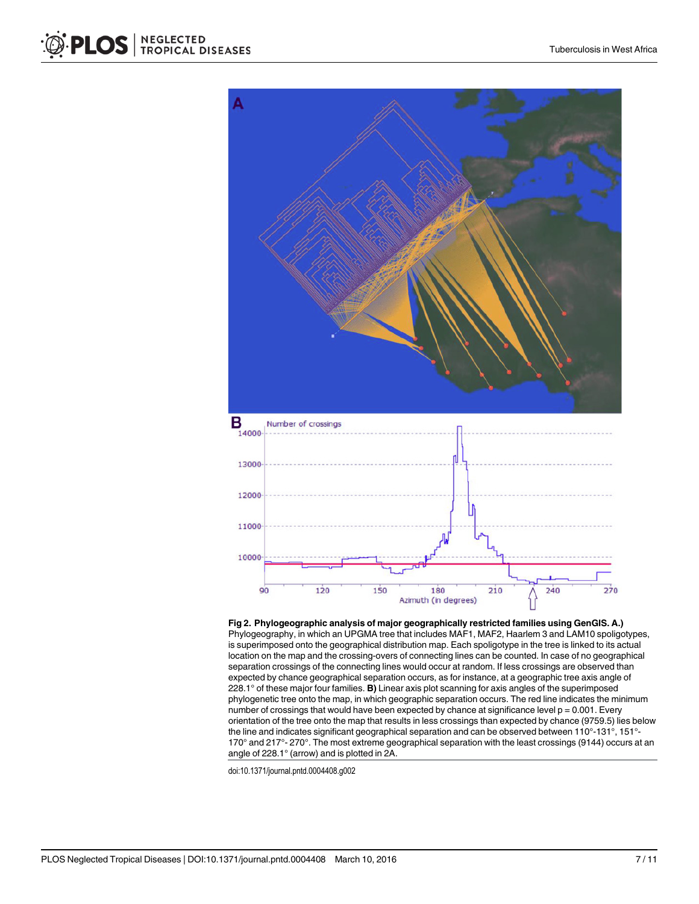**Fig 2. Phylogeographic analysis of major geographically restricted families using GenGIS. A)** Phylogeography, in which an UPGMA tree that includes MAF1, MAF2, Haarlem 3 and LAM10 spoligotypes, is superimposed onto the geographical distribution map. Each spoligotype in the tree is linked to its actual location on the map and the crossing-overs of connecting lines can be counted. In case of no geographical separation crossings of the connecting lines would occur at random. If less crossings are observed than expected by chance geographical separation occurs, as for instance, at a geographic tree axis angle of 228.1° of these major four families. **B)** Linear axis plot scanning for axis angles of the superimposed phylogenetic tree onto the map, in which geographic separation occurs. The red line indicates the minimum number of crossings that would have been expected by chance at significance level p = 0.001. Every orientation of the tree onto the map that results in less crossings than expected by chance (9759.5) lies below the line and indicates significant geographical separation and can be observed between 110°-131°, 151°-170° and 217°- 270°. The most extreme geographical separation with the least crossings (9144) occurs at an angle of 228.1° (arrow) and is plotted in 2A.

doi:10.1371/journal.pntd.0004408.g002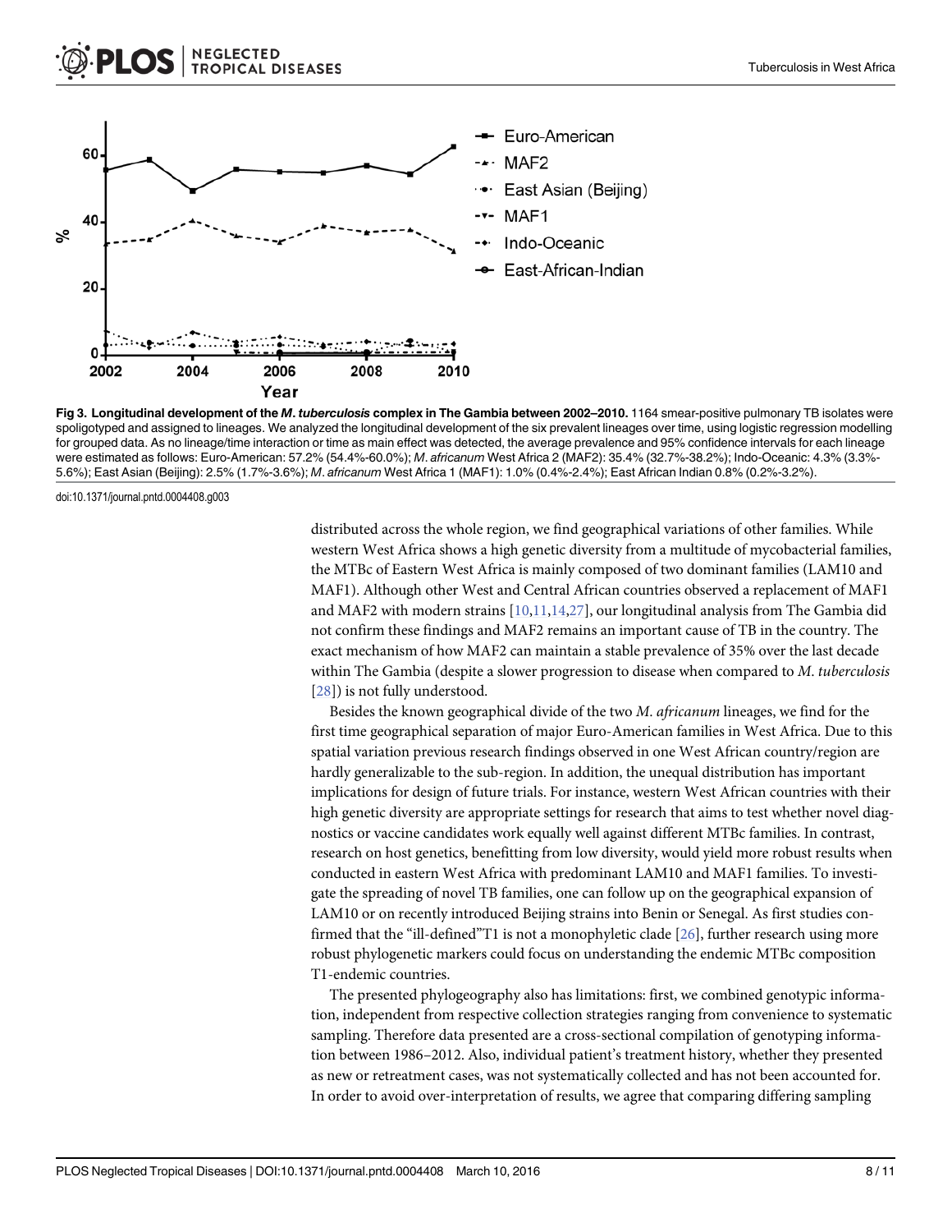**Fig 3. Longitudinal development of the *M*. *tuberculosis* complex in The Gambia between 2002–2010.** 1164 smear-positive pulmonary TB isolates were spoligotyped and assigned to lineages. We analyzed the longitudinal development of the six prevalent lineages over time, using logistic regression modelling for grouped data. As no lineage/time interaction or time as main effect was detected, the average prevalence and 95% confidence intervals for each lineage were estimated as follows: Euro-American: 57.2% (54.4%-60.0%); *M*. *africanum* West Africa 2 (MAF2): 35.4% (32.7%-38.2%); Indo-Oceanic: 4.3% (3.3%-5.6%); East Asian (Beijing): 2.5% (1.7%-3.6%); *M*. *africanum* West Africa 1 (MAF1): 1.0% (0.4%-2.4%); East African Indian 0.8% (0.2%-3.2%).

doi:10.1371/journal.pntd.0004408.g003

distributed across the whole region, we find geographical variations of other families. While western West Africa shows a high genetic diversity from a multitude of mycobacterial families, the MTBc of Eastern West Africa is mainly composed of two dominant families (LAM10 and MAF1). Although other West and Central African countries observed a replacement of MAF1 and MAF2 with modern strains [10,11,14,27], our longitudinal analysis from The Gambia did not confirm these findings and MAF2 remains an important cause of TB in the country. The exact mechanism of how MAF2 can maintain a stable prevalence of 35% over the last decade within The Gambia (despite a slower progression to disease when compared to *M*. *tuberculosis* [28]) is not fully understood.

Besides the known geographical divide of the two *M*. *africanum* lineages, we find for the first time geographical separation of major Euro-American families in West Africa. Due to this spatial variation previous research findings observed in one West African country/region are hardly generalizable to the sub-region. In addition, the unequal distribution has important implications for design of future trials. For instance, western West African countries with their high genetic diversity are appropriate settings for research that aims to test whether novel diagnostics or vaccine candidates work equally well against different MTBc families. In contrast, research on host genetics, benefitting from low diversity, would yield more robust results when conducted in eastern West Africa with predominant LAM10 and MAF1 families. To investigate the spreading of novel TB families, one can follow up on the geographical expansion of LAM10 or on recently introduced Beijing strains into Benin or Senegal. As first studies confirmed that the "ill-defined"T1 is not a monophyletic clade [26], further research using more robust phylogenetic markers could focus on understanding the endemic MTBc composition T1-endemic countries.

The presented phylogeography also has limitations: first, we combined genotypic information, independent from respective collection strategies ranging from convenience to systematic sampling. Therefore data presented are a cross-sectional compilation of genotyping information between 1986–2012. Also, individual patient's treatment history, whether they presented as new or retreatment cases, was not systematically collected and has not been accounted for. In order to avoid over-interpretation of results, we agree that comparing differing sampling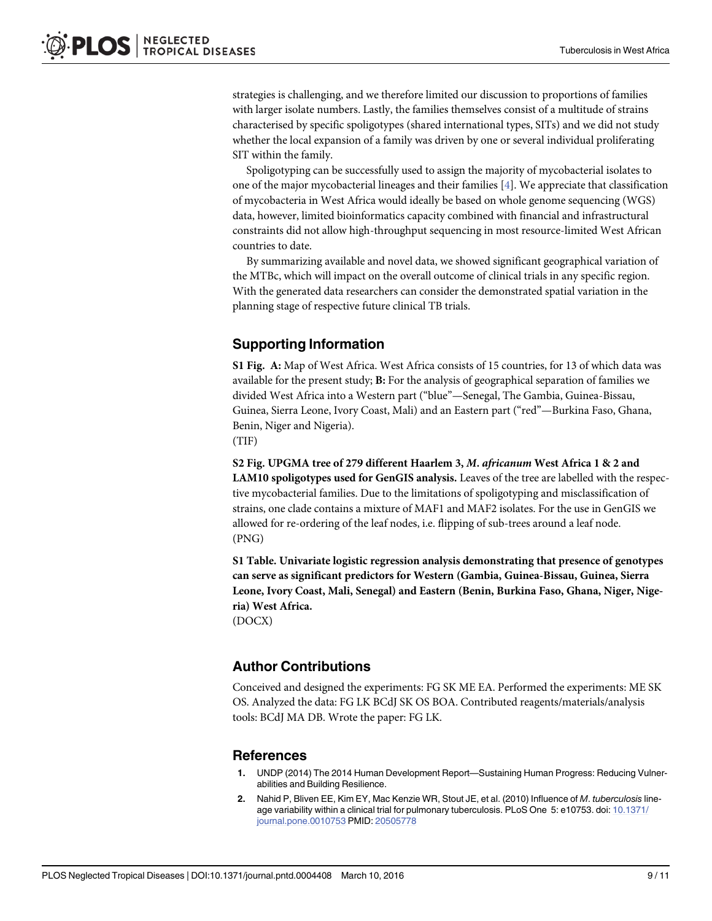strategies is challenging, and we therefore limited our discussion to proportions of families with larger isolate numbers. Lastly, the families themselves consist of a multitude of strains characterised by specific spoligotypes (shared international types, SITs) and we did not study whether the local expansion of a family was driven by one or several individual proliferating SIT within the family.

Spoligotyping can be successfully used to assign the majority of mycobacterial isolates to one of the major mycobacterial lineages and their families [4]. We appreciate that classification of mycobacteria in West Africa would ideally be based on whole genome sequencing (WGS) data, however, limited bioinformatics capacity combined with financial and infrastructural constraints did not allow high-throughput sequencing in most resource-limited West African countries to date.

By summarizing available and novel data, we showed significant geographical variation of the MTBc, which will impact on the overall outcome of clinical trials in any specific region. With the generated data researchers can consider the demonstrated spatial variation in the planning stage of respective future clinical TB trials.

## Supporting Information

**S1 Fig. A:** Map of West Africa. West Africa consists of 15 countries, for 13 of which data was available for the present study; **B:** For the analysis of geographical separation of families we divided West Africa into a Western part ("blue"—Senegal, The Gambia, Guinea-Bissau, Guinea, Sierra Leone, Ivory Coast, Mali) and an Eastern part ("red"—Burkina Faso, Ghana, Benin, Niger and Nigeria).
(TIF)

**S2 Fig. UPGMA tree of 279 different Haarlem 3, *M. africanum* West Africa 1 & 2 and LAM10 spoligotypes used for GenGIS analysis.** Leaves of the tree are labelled with the respective mycobacterial families. Due to the limitations of spoligotyping and misclassification of strains, one clade contains a mixture of MAF1 and MAF2 isolates. For the use in GenGIS we allowed for re-ordering of the leaf nodes, i.e. flipping of sub-trees around a leaf node.
(PNG)

**S1 Table. Univariate logistic regression analysis demonstrating that presence of genotypes can serve as significant predictors for Western (Gambia, Guinea-Bissau, Guinea, Sierra Leone, Ivory Coast, Mali, Senegal) and Eastern (Benin, Burkina Faso, Ghana, Niger, Nigeria) West Africa.**
(DOCX)

## Author Contributions

Conceived and designed the experiments: FG SK ME EA. Performed the experiments: ME SK OS. Analyzed the data: FG LK BCdJ SK OS BOA. Contributed reagents/materials/analysis tools: BCdJ MA DB. Wrote the paper: FG LK.

## References

1. UNDP (2014) The 2014 Human Development Report—Sustaining Human Progress: Reducing Vulnerabilities and Building Resilience.
2. Nahid P, Bliven EE, Kim EY, Mac Kenzie WR, Stout JE, et al. (2010) Influence of *M. tuberculosis* lineage variability within a clinical trial for pulmonary tuberculosis. PLoS One 5: e10753. doi: 10.1371/journal.pone.0010753 PMID: 20505778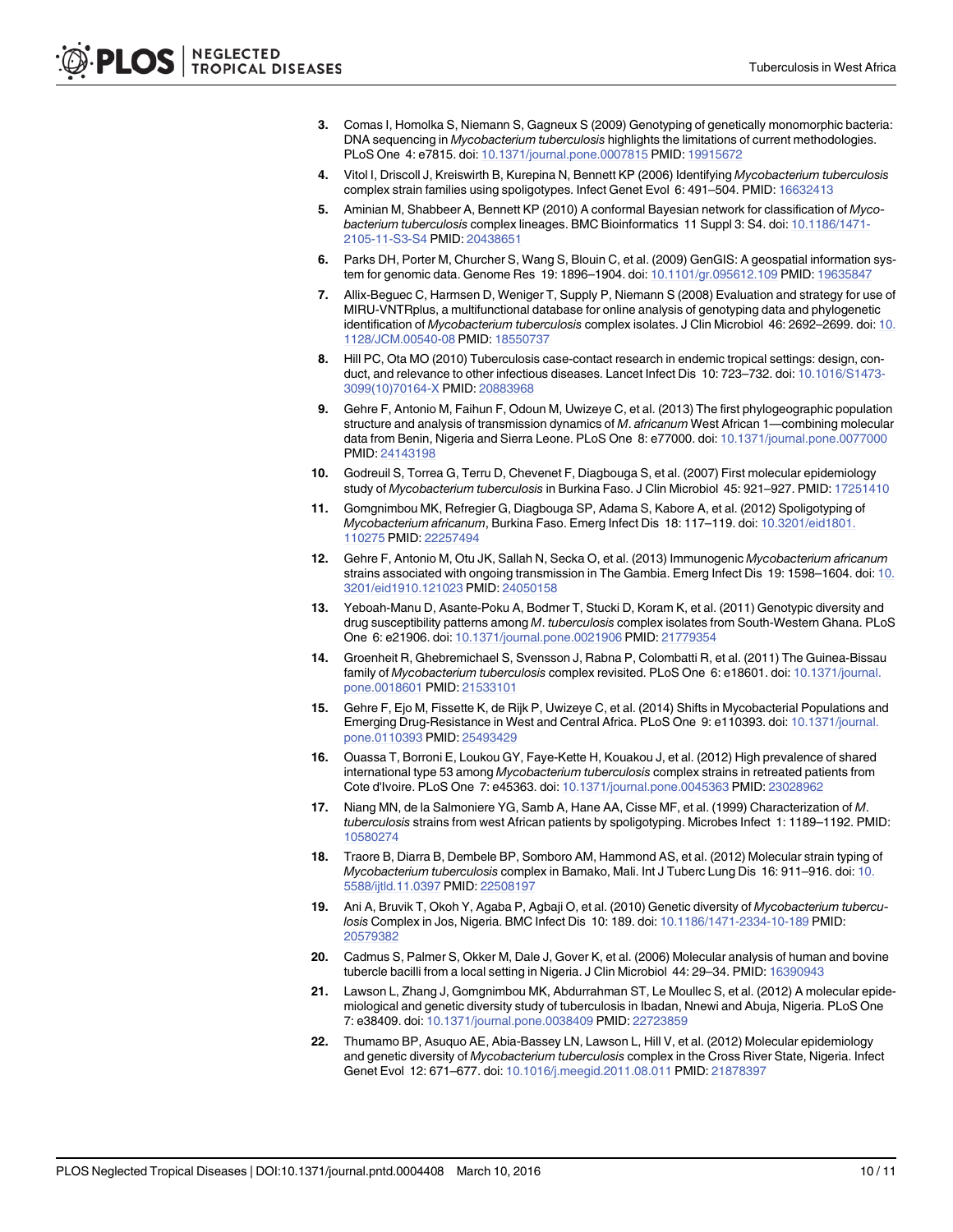3. Comas I, Homolka S, Niemann S, Gagneux S (2009) Genotyping of genetically monomorphic bacteria: DNA sequencing in *Mycobacterium tuberculosis* highlights the limitations of current methodologies. PLoS One 4: e7815. doi: 10.1371/journal.pone.0007815 PMID: 19915672

4. Vitol I, Driscoll J, Kreiswirth B, Kurepina N, Bennett KP (2006) Identifying *Mycobacterium tuberculosis* complex strain families using spoligotypes. Infect Genet Evol 6: 491–504. PMID: 16632413

5. Aminian M, Shabbeer A, Bennett KP (2010) A conformal Bayesian network for classification of *Mycobacterium tuberculosis* complex lineages. BMC Bioinformatics 11 Suppl 3: S4. doi: 10.1186/1471-2105-11-S3-S4 PMID: 20438651

6. Parks DH, Porter M, Churcher S, Wang S, Blouin C, et al. (2009) GenGIS: A geospatial information system for genomic data. Genome Res 19: 1896–1904. doi: 10.1101/gr.095612.109 PMID: 19635847

7. Allix-Beguec C, Harmsen D, Weniger T, Supply P, Niemann S (2008) Evaluation and strategy for use of MIRU-VNTRplus, a multifunctional database for online analysis of genotyping data and phylogenetic identification of *Mycobacterium tuberculosis* complex isolates. J Clin Microbiol 46: 2692–2699. doi: 10.1128/JCM.00540-08 PMID: 18550737

8. Hill PC, Ota MO (2010) Tuberculosis case-contact research in endemic tropical settings: design, conduct, and relevance to other infectious diseases. Lancet Infect Dis 10: 723–732. doi: 10.1016/S1473-3099(10)70164-X PMID: 20883968

9. Gehre F, Antonio M, Faihun F, Odoun M, Uwizeye C, et al. (2013) The first phylogeographic population structure and analysis of transmission dynamics of *M. africanum* West African 1—combining molecular data from Benin, Nigeria and Sierra Leone. PLoS One 8: e77000. doi: 10.1371/journal.pone.0077000 PMID: 24143198

10. Godreuil S, Torrea G, Terru D, Chevenet F, Diagbouga S, et al. (2007) First molecular epidemiology study of *Mycobacterium tuberculosis* in Burkina Faso. J Clin Microbiol 45: 921–927. PMID: 17251410

11. Gomgnimbou MK, Refregier G, Diagbouga SP, Adama S, Kabore A, et al. (2012) Spoligotyping of *Mycobacterium africanum*, Burkina Faso. Emerg Infect Dis 18: 117–119. doi: 10.3201/eid1801.110275 PMID: 22257494

12. Gehre F, Antonio M, Otu JK, Sallah N, Secka O, et al. (2013) Immunogenic *Mycobacterium africanum* strains associated with ongoing transmission in The Gambia. Emerg Infect Dis 19: 1598–1604. doi: 10.3201/eid1910.121023 PMID: 24050158

13. Yeboah-Manu D, Asante-Poku A, Bodmer T, Stucki D, Koram K, et al. (2011) Genotypic diversity and drug susceptibility patterns among *M. tuberculosis* complex isolates from South-Western Ghana. PLoS One 6: e21906. doi: 10.1371/journal.pone.0021906 PMID: 21779354

14. Groenheit R, Ghebremichael S, Svensson J, Rabna P, Colombatti R, et al. (2011) The Guinea-Bissau family of *Mycobacterium tuberculosis* complex revisited. PLoS One 6: e18601. doi: 10.1371/journal.pone.0018601 PMID: 21533101

15. Gehre F, Ejo M, Fissette K, de Rijk P, Uwizeye C, et al. (2014) Shifts in Mycobacterial Populations and Emerging Drug-Resistance in West and Central Africa. PLoS One 9: e110393. doi: 10.1371/journal.pone.0110393 PMID: 25493429

16. Ouassa T, Borroni E, Loukou GY, Faye-Kette H, Kouakou J, et al. (2012) High prevalence of shared international type 53 among *Mycobacterium tuberculosis* complex strains in retreated patients from Cote d'Ivoire. PLoS One 7: e45363. doi: 10.1371/journal.pone.0045363 PMID: 23028962

17. Niang MN, de la Salmoniere YG, Samb A, Hane AA, Cisse MF, et al. (1999) Characterization of *M. tuberculosis* strains from west African patients by spoligotyping. Microbes Infect 1: 1189–1192. PMID: 10580274

18. Traore B, Diarra B, Dembele BP, Somboro AM, Hammond AS, et al. (2012) Molecular strain typing of *Mycobacterium tuberculosis* complex in Bamako, Mali. Int J Tuberc Lung Dis 16: 911–916. doi: 10.5588/ijtld.11.0397 PMID: 22508197

19. Ani A, Bruvik T, Okoh Y, Agaba P, Agbaji O, et al. (2010) Genetic diversity of *Mycobacterium tuberculosis* Complex in Jos, Nigeria. BMC Infect Dis 10: 189. doi: 10.1186/1471-2334-10-189 PMID: 20579382

20. Cadmus S, Palmer S, Okker M, Dale J, Gover K, et al. (2006) Molecular analysis of human and bovine tubercle bacilli from a local setting in Nigeria. J Clin Microbiol 44: 29–34. PMID: 16390943

21. Lawson L, Zhang J, Gomgnimbou MK, Abdurrahman ST, Le Moullec S, et al. (2012) A molecular epidemiological and genetic diversity study of tuberculosis in Ibadan, Nnewi and Abuja, Nigeria. PLoS One 7: e38409. doi: 10.1371/journal.pone.0038409 PMID: 22723859

22. Thumamo BP, Asuquo AE, Abia-Bassey LN, Lawson L, Hill V, et al. (2012) Molecular epidemiology and genetic diversity of *Mycobacterium tuberculosis* complex in the Cross River State, Nigeria. Infect Genet Evol 12: 671–677. doi: 10.1016/j.meegid.2011.08.011 PMID: 21878397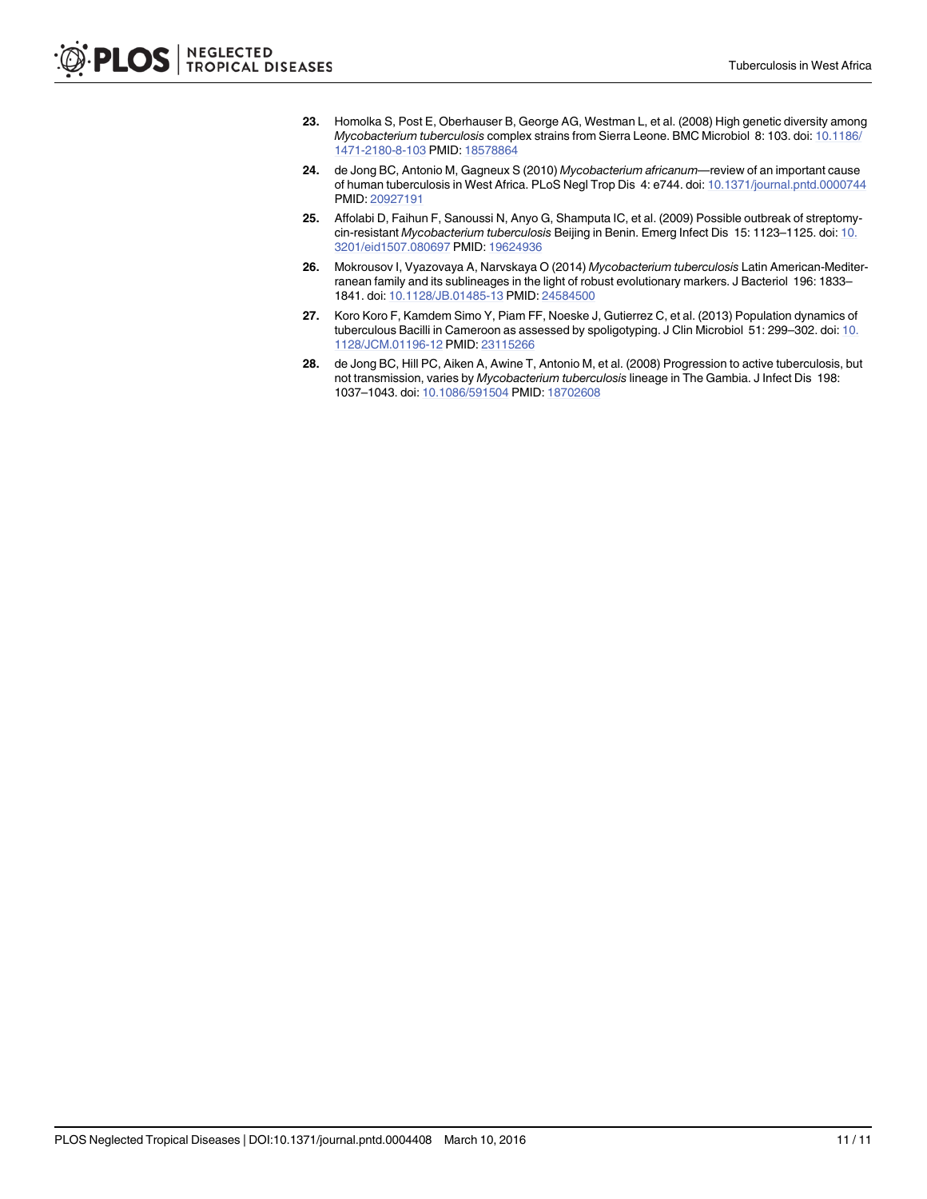23. Homolka S, Post E, Oberhauser B, George AG, Westman L, et al. (2008) High genetic diversity among *Mycobacterium tuberculosis* complex strains from Sierra Leone. BMC Microbiol 8: 103. doi: 10.1186/1471-2180-8-103 PMID: 18578864

24. de Jong BC, Antonio M, Gagneux S (2010) *Mycobacterium africanum*—review of an important cause of human tuberculosis in West Africa. PLoS Negl Trop Dis 4: e744. doi: 10.1371/journal.pntd.0000744 PMID: 20927191

25. Affolabi D, Faihun F, Sanoussi N, Anyo G, Shamputa IC, et al. (2009) Possible outbreak of streptomycin-resistant *Mycobacterium tuberculosis* Beijing in Benin. Emerg Infect Dis 15: 1123–1125. doi: 10.3201/eid1507.080697 PMID: 19624936

26. Mokrousov I, Vyazovaya A, Narvskaya O (2014) *Mycobacterium tuberculosis* Latin American-Mediterranean family and its sublineages in the light of robust evolutionary markers. J Bacteriol 196: 1833–1841. doi: 10.1128/JB.01485-13 PMID: 24584500

27. Koro Koro F, Kamdem Simo Y, Piam FF, Noeske J, Gutierrez C, et al. (2013) Population dynamics of tuberculous Bacilli in Cameroon as assessed by spoligotyping. J Clin Microbiol 51: 299–302. doi: 10.1128/JCM.01196-12 PMID: 23115266

28. de Jong BC, Hill PC, Aiken A, Awine T, Antonio M, et al. (2008) Progression to active tuberculosis, but not transmission, varies by *Mycobacterium tuberculosis* lineage in The Gambia. J Infect Dis 198: 1037–1043. doi: 10.1086/591504 PMID: 18702608